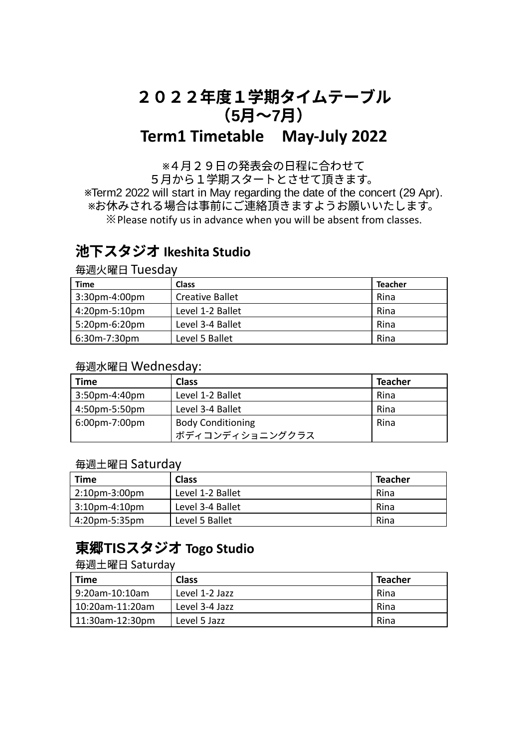# ２０２２年度１学期タイムテーブル
# （5月〜7月）
# Term1 Timetable　May-July 2022

※４月２９日の発表会の日程に合わせて
５月から１学期スタートとさせて頂きます。
※Term2 2022 will start in May regarding the date of the concert (29 Apr).
※お休みされる場合は事前にご連絡頂きますようお願いいたします。
※Please notify us in advance when you will be absent from classes.

## 池下スタジオ Ikeshita Studio

毎週火曜日 Tuesday

| Time | Class | Teacher |
|---|---|---|
| 3:30pm-4:00pm | Creative Ballet | Rina |
| 4:20pm-5:10pm | Level 1-2 Ballet | Rina |
| 5:20pm-6:20pm | Level 3-4 Ballet | Rina |
| 6:30m-7:30pm | Level 5 Ballet | Rina |

毎週水曜日 Wednesday:

| Time | Class | Teacher |
|---|---|---|
| 3:50pm-4:40pm | Level 1-2 Ballet | Rina |
| 4:50pm-5:50pm | Level 3-4 Ballet | Rina |
| 6:00pm-7:00pm | Body Conditioning ボディコンディショニングクラス | Rina |

毎週土曜日 Saturday

| Time | Class | Teacher |
|---|---|---|
| 2:10pm-3:00pm | Level 1-2 Ballet | Rina |
| 3:10pm-4:10pm | Level 3-4 Ballet | Rina |
| 4:20pm-5:35pm | Level 5 Ballet | Rina |

## 東郷TISスタジオ Togo Studio

毎週土曜日 Saturday

| Time | Class | Teacher |
|---|---|---|
| 9:20am-10:10am | Level 1-2 Jazz | Rina |
| 10:20am-11:20am | Level 3-4 Jazz | Rina |
| 11:30am-12:30pm | Level 5 Jazz | Rina |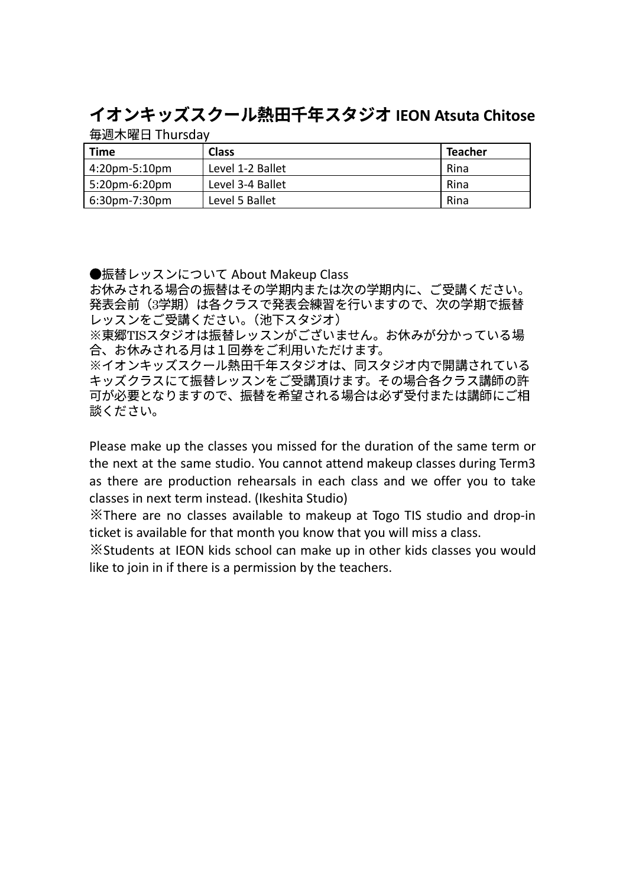## イオンキッズスクール熱田千年スタジオ IEON Atsuta Chitose

毎週木曜日 Thursday

| Time | Class | Teacher |
| --- | --- | --- |
| 4:20pm-5:10pm | Level 1-2 Ballet | Rina |
| 5:20pm-6:20pm | Level 3-4 Ballet | Rina |
| 6:30pm-7:30pm | Level 5 Ballet | Rina |

●振替レッスンについて About Makeup Class

お休みされる場合の振替はその学期内または次の学期内に、ご受講ください。発表会前（3学期）は各クラスで発表会練習を行いますので、次の学期で振替レッスンをご受講ください。（池下スタジオ）

※東郷TISスタジオは振替レッスンがございません。お休みが分かっている場合、お休みされる月は１回券をご利用いただけます。

※イオンキッズスクール熱田千年スタジオは、同スタジオ内で開講されているキッズクラスにて振替レッスンをご受講頂けます。その場合各クラス講師の許可が必要となりますので、振替を希望される場合は必ず受付または講師にご相談ください。

Please make up the classes you missed for the duration of the same term or the next at the same studio. You cannot attend makeup classes during Term3 as there are production rehearsals in each class and we offer you to take classes in next term instead. (Ikeshita Studio)

※There are no classes available to makeup at Togo TIS studio and drop-in ticket is available for that month you know that you will miss a class.

※Students at IEON kids school can make up in other kids classes you would like to join in if there is a permission by the teachers.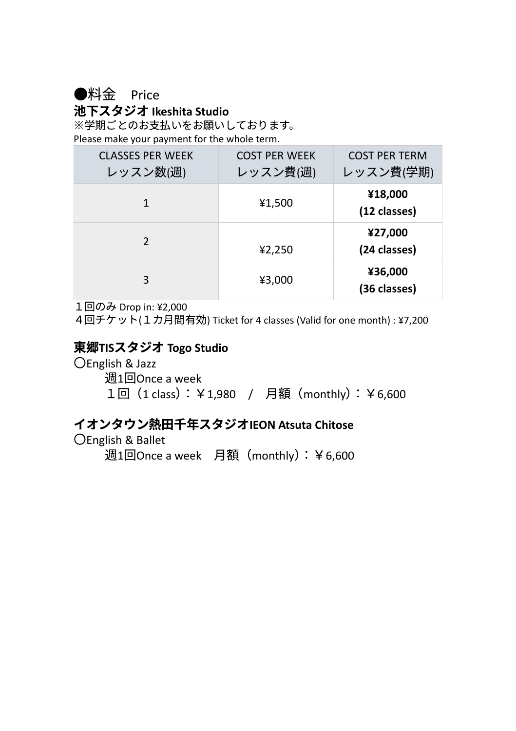## ●料金　Price

### 池下スタジオ Ikeshita Studio

※学期ごとのお支払いをお願いしております。
Please make your payment for the whole term.

| CLASSES PER WEEK<br>レッスン数(週) | COST PER WEEK<br>レッスン費(週) | COST PER TERM<br>レッスン費(学期) |
|---|---|---|
| 1 | ¥1,500 | **¥18,000**<br>**(12 classes)** |
| 2 | ¥2,250 | **¥27,000**<br>**(24 classes)** |
| 3 | ¥3,000 | **¥36,000**<br>**(36 classes)** |

１回のみ Drop in: ¥2,000
４回チケット(１カ月間有効) Ticket for 4 classes (Valid for one month) : ¥7,200

### 東郷TISスタジオ Togo Studio

〇English & Jazz
　週1回Once a week
　１回（1 class）：￥1,980　/　月額（monthly）：￥6,600

### イオンタウン熱田千年スタジオIEON Atsuta Chitose

〇English & Ballet
　週1回Once a week　月額（monthly）：￥6,600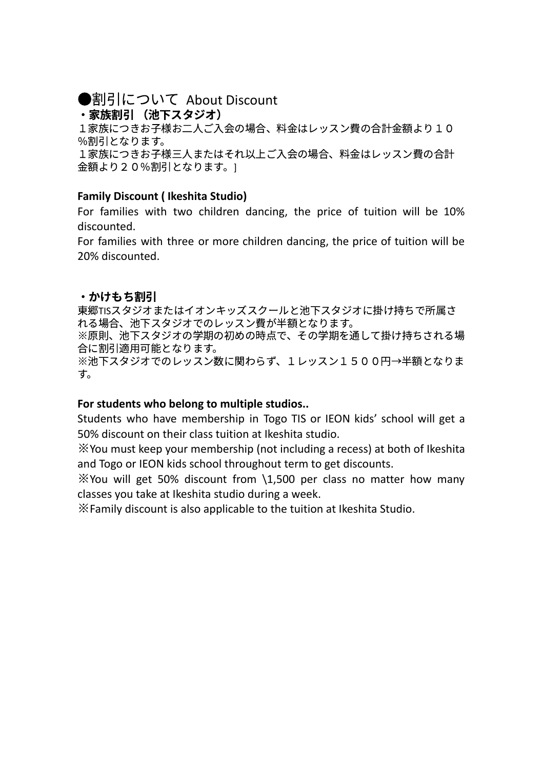## ●割引について About Discount

**・家族割引（池下スタジオ）**

１家族につきお子様お二人ご入会の場合、料金はレッスン費の合計金額より１０%割引となります。
１家族につきお子様三人またはそれ以上ご入会の場合、料金はレッスン費の合計金額より２０%割引となります。]

**Family Discount ( Ikeshita Studio)**

For families with two children dancing, the price of tuition will be 10% discounted.
For families with three or more children dancing, the price of tuition will be 20% discounted.

**・かけもち割引**

東郷TISスタジオまたはイオンキッズスクールと池下スタジオに掛け持ちで所属される場合、池下スタジオでのレッスン費が半額となります。
※原則、池下スタジオの学期の初めの時点で、その学期を通して掛け持ちされる場合に割引適用可能となります。
※池下スタジオでのレッスン数に関わらず、１レッスン１５００円→半額となります。

**For students who belong to multiple studios..**

Students who have membership in Togo TIS or IEON kids' school will get a 50% discount on their class tuition at Ikeshita studio.
※You must keep your membership (not including a recess) at both of Ikeshita and Togo or IEON kids school throughout term to get discounts.
※You will get 50% discount from \1,500 per class no matter how many classes you take at Ikeshita studio during a week.
※Family discount is also applicable to the tuition at Ikeshita Studio.